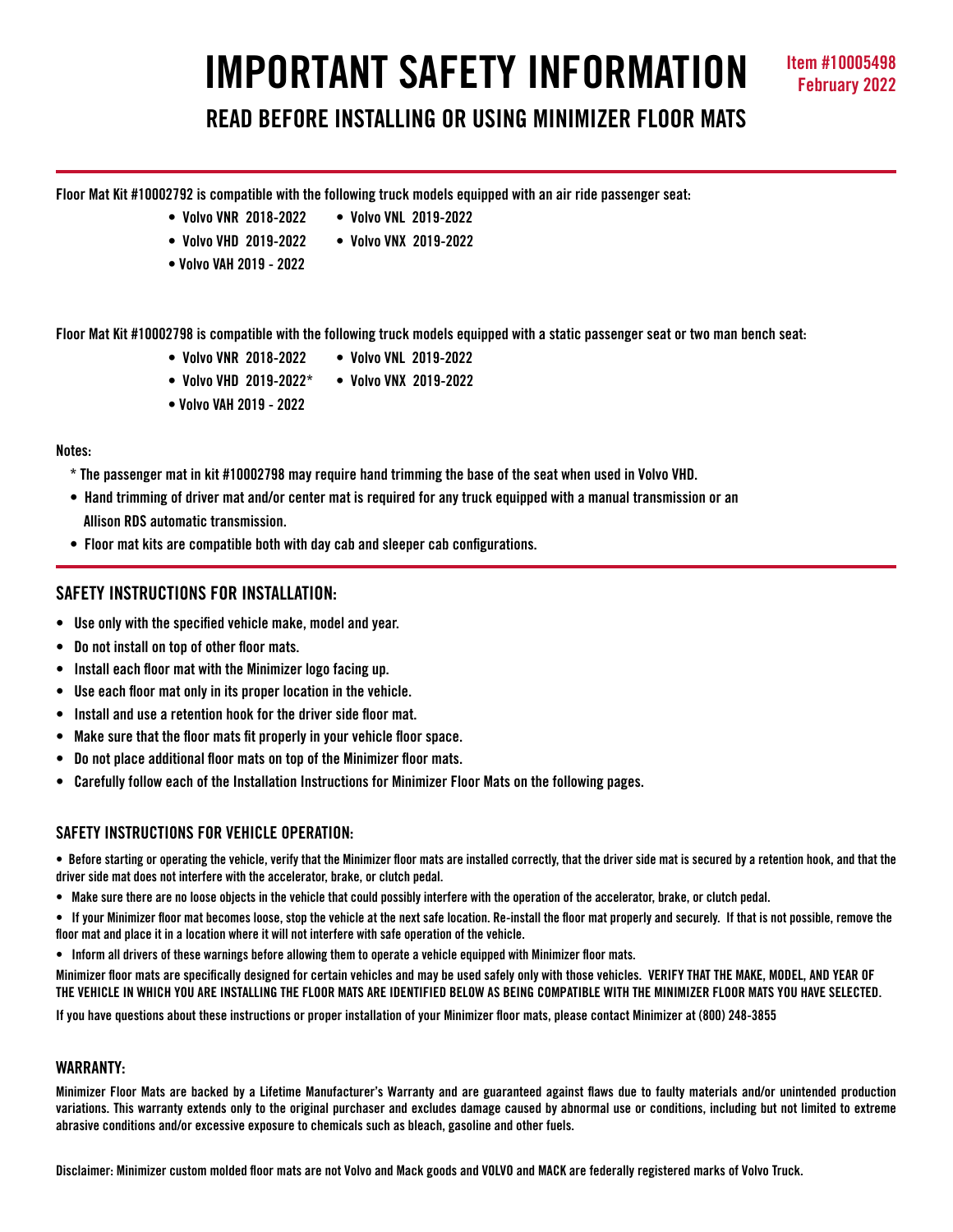# IMPORTANT SAFETY INFORMATION

**Item #10005498**
**February 2022**

## READ BEFORE INSTALLING OR USING MINIMIZER FLOOR MATS

**Floor Mat Kit #10002792 is compatible with the following truck models equipped with an air ride passenger seat:**

- Volvo VNR 2018-2022
- Volvo VNL 2019-2022
- Volvo VHD 2019-2022
- Volvo VNX 2019-2022
- Volvo VAH 2019 - 2022

**Floor Mat Kit #10002798 is compatible with the following truck models equipped with a static passenger seat or two man bench seat:**

- Volvo VNR 2018-2022
- Volvo VNL 2019-2022
- Volvo VHD 2019-2022*
- Volvo VNX 2019-2022
- Volvo VAH 2019 - 2022

**Notes:**

* The passenger mat in kit #10002798 may require hand trimming the base of the seat when used in Volvo VHD.
- Hand trimming of driver mat and/or center mat is required for any truck equipped with a manual transmission or an Allison RDS automatic transmission.
- Floor mat kits are compatible both with day cab and sleeper cab configurations.

### SAFETY INSTRUCTIONS FOR INSTALLATION:

- Use only with the specified vehicle make, model and year.
- Do not install on top of other floor mats.
- Install each floor mat with the Minimizer logo facing up.
- Use each floor mat only in its proper location in the vehicle.
- Install and use a retention hook for the driver side floor mat.
- Make sure that the floor mats fit properly in your vehicle floor space.
- Do not place additional floor mats on top of the Minimizer floor mats.
- Carefully follow each of the Installation Instructions for Minimizer Floor Mats on the following pages.

### SAFETY INSTRUCTIONS FOR VEHICLE OPERATION:

- Before starting or operating the vehicle, verify that the Minimizer floor mats are installed correctly, that the driver side mat is secured by a retention hook, and that the driver side mat does not interfere with the accelerator, brake, or clutch pedal.
- Make sure there are no loose objects in the vehicle that could possibly interfere with the operation of the accelerator, brake, or clutch pedal.
- If your Minimizer floor mat becomes loose, stop the vehicle at the next safe location. Re-install the floor mat properly and securely. If that is not possible, remove the floor mat and place it in a location where it will not interfere with safe operation of the vehicle.
- Inform all drivers of these warnings before allowing them to operate a vehicle equipped with Minimizer floor mats.

Minimizer floor mats are specifically designed for certain vehicles and may be used safely only with those vehicles. **VERIFY THAT THE MAKE, MODEL, AND YEAR OF THE VEHICLE IN WHICH YOU ARE INSTALLING THE FLOOR MATS ARE IDENTIFIED BELOW AS BEING COMPATIBLE WITH THE MINIMIZER FLOOR MATS YOU HAVE SELECTED.**

If you have questions about these instructions or proper installation of your Minimizer floor mats, please contact Minimizer at (800) 248-3855

### WARRANTY:

Minimizer Floor Mats are backed by a Lifetime Manufacturer's Warranty and are guaranteed against flaws due to faulty materials and/or unintended production variations. This warranty extends only to the original purchaser and excludes damage caused by abnormal use or conditions, including but not limited to extreme abrasive conditions and/or excessive exposure to chemicals such as bleach, gasoline and other fuels.

Disclaimer: Minimizer custom molded floor mats are not Volvo and Mack goods and VOLVO and MACK are federally registered marks of Volvo Truck.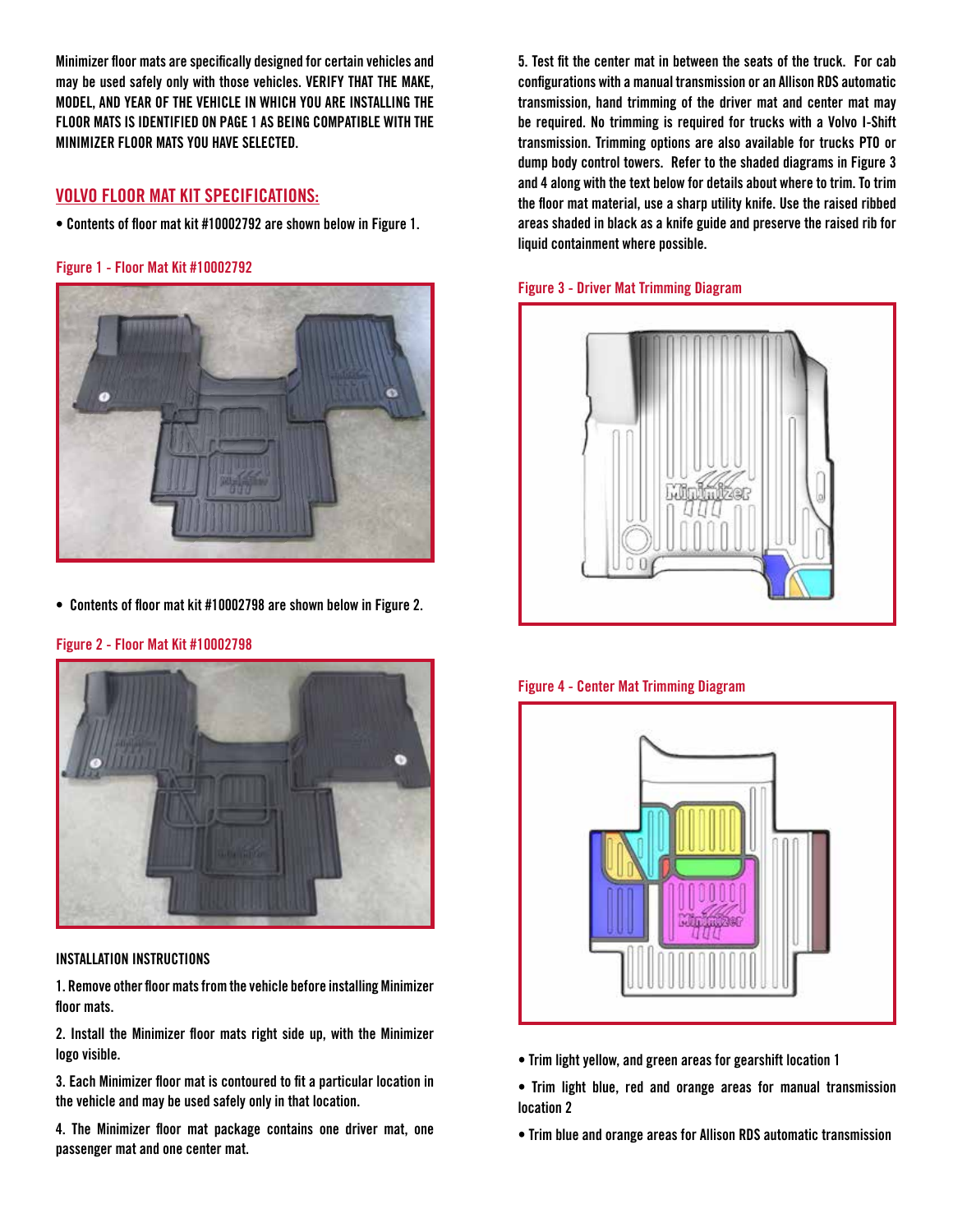Minimizer floor mats are specifically designed for certain vehicles and may be used safely only with those vehicles. VERIFY THAT THE MAKE, MODEL, AND YEAR OF THE VEHICLE IN WHICH YOU ARE INSTALLING THE FLOOR MATS IS IDENTIFIED ON PAGE 1 AS BEING COMPATIBLE WITH THE MINIMIZER FLOOR MATS YOU HAVE SELECTED.

## VOLVO FLOOR MAT KIT SPECIFICATIONS:

- Contents of floor mat kit #10002792 are shown below in Figure 1.

Figure 1 - Floor Mat Kit #10002792

- Contents of floor mat kit #10002798 are shown below in Figure 2.

Figure 2 - Floor Mat Kit #10002798

### INSTALLATION INSTRUCTIONS

1. Remove other floor mats from the vehicle before installing Minimizer floor mats.

2. Install the Minimizer floor mats right side up, with the Minimizer logo visible.

3. Each Minimizer floor mat is contoured to fit a particular location in the vehicle and may be used safely only in that location.

4. The Minimizer floor mat package contains one driver mat, one passenger mat and one center mat.

5. Test fit the center mat in between the seats of the truck. For cab configurations with a manual transmission or an Allison RDS automatic transmission, hand trimming of the driver mat and center mat may be required. No trimming is required for trucks with a Volvo I-Shift transmission. Trimming options are also available for trucks PTO or dump body control towers. Refer to the shaded diagrams in Figure 3 and 4 along with the text below for details about where to trim. To trim the floor mat material, use a sharp utility knife. Use the raised ribbed areas shaded in black as a knife guide and preserve the raised rib for liquid containment where possible.

Figure 3 - Driver Mat Trimming Diagram

Figure 4 - Center Mat Trimming Diagram

- Trim light yellow, and green areas for gearshift location 1
- Trim light blue, red and orange areas for manual transmission location 2
- Trim blue and orange areas for Allison RDS automatic transmission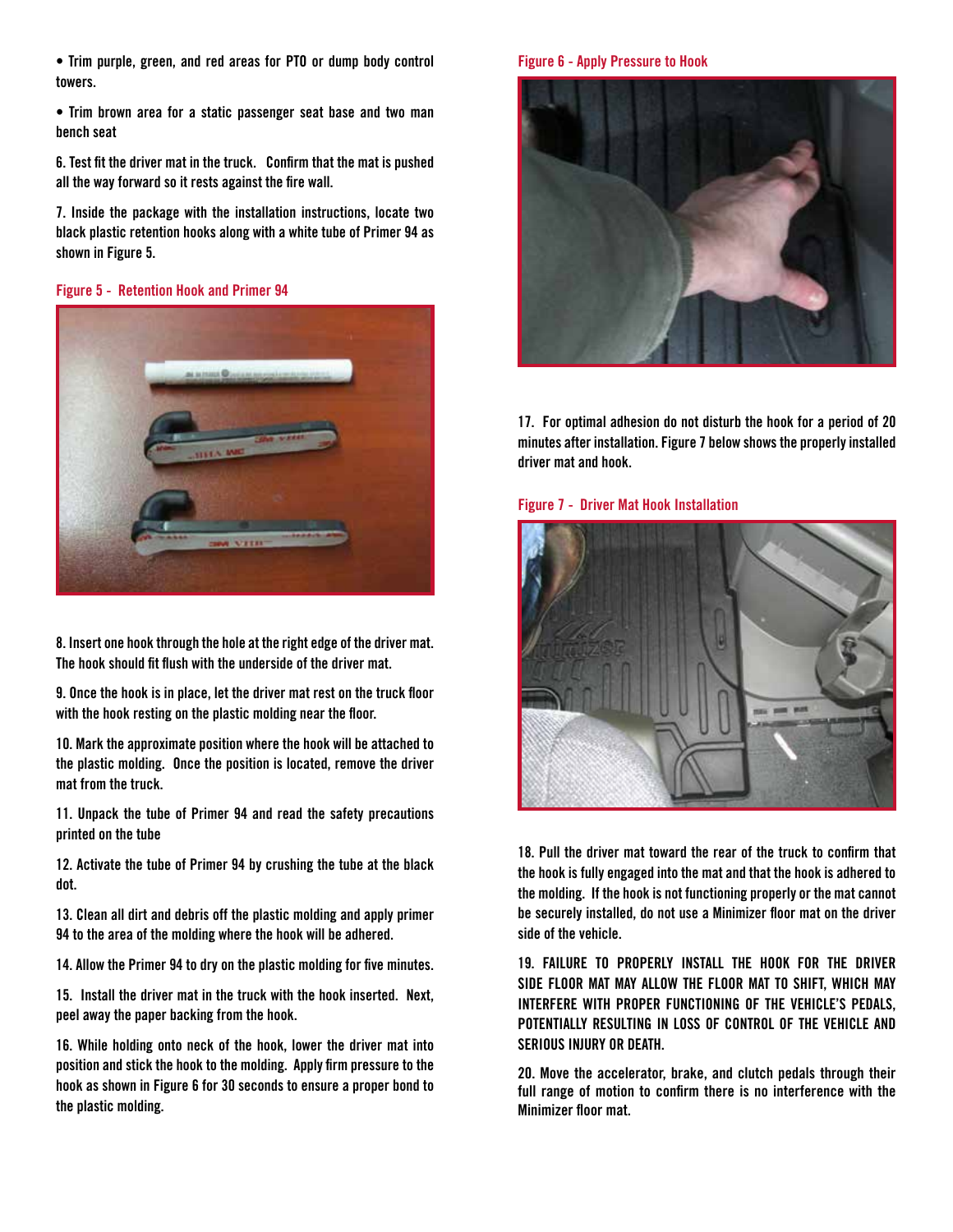• Trim purple, green, and red areas for PTO or dump body control towers.

• Trim brown area for a static passenger seat base and two man bench seat

6. Test fit the driver mat in the truck. Confirm that the mat is pushed all the way forward so it rests against the fire wall.

7. Inside the package with the installation instructions, locate two black plastic retention hooks along with a white tube of Primer 94 as shown in Figure 5.

Figure 5 - Retention Hook and Primer 94

8. Insert one hook through the hole at the right edge of the driver mat. The hook should fit flush with the underside of the driver mat.

9. Once the hook is in place, let the driver mat rest on the truck floor with the hook resting on the plastic molding near the floor.

10. Mark the approximate position where the hook will be attached to the plastic molding. Once the position is located, remove the driver mat from the truck.

11. Unpack the tube of Primer 94 and read the safety precautions printed on the tube

12. Activate the tube of Primer 94 by crushing the tube at the black dot.

13. Clean all dirt and debris off the plastic molding and apply primer 94 to the area of the molding where the hook will be adhered.

14. Allow the Primer 94 to dry on the plastic molding for five minutes.

15. Install the driver mat in the truck with the hook inserted. Next, peel away the paper backing from the hook.

16. While holding onto neck of the hook, lower the driver mat into position and stick the hook to the molding. Apply firm pressure to the hook as shown in Figure 6 for 30 seconds to ensure a proper bond to the plastic molding.

Figure 6 - Apply Pressure to Hook

17. For optimal adhesion do not disturb the hook for a period of 20 minutes after installation. Figure 7 below shows the properly installed driver mat and hook.

Figure 7 - Driver Mat Hook Installation

18. Pull the driver mat toward the rear of the truck to confirm that the hook is fully engaged into the mat and that the hook is adhered to the molding. If the hook is not functioning properly or the mat cannot be securely installed, do not use a Minimizer floor mat on the driver side of the vehicle.

19. FAILURE TO PROPERLY INSTALL THE HOOK FOR THE DRIVER SIDE FLOOR MAT MAY ALLOW THE FLOOR MAT TO SHIFT, WHICH MAY INTERFERE WITH PROPER FUNCTIONING OF THE VEHICLE'S PEDALS, POTENTIALLY RESULTING IN LOSS OF CONTROL OF THE VEHICLE AND SERIOUS INJURY OR DEATH.

20. Move the accelerator, brake, and clutch pedals through their full range of motion to confirm there is no interference with the Minimizer floor mat.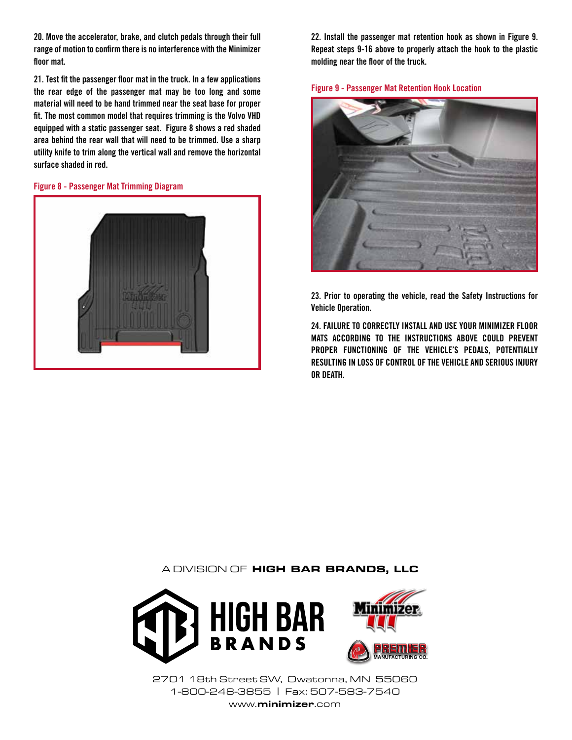20. Move the accelerator, brake, and clutch pedals through their full range of motion to confirm there is no interference with the Minimizer floor mat.

21. Test fit the passenger floor mat in the truck. In a few applications the rear edge of the passenger mat may be too long and some material will need to be hand trimmed near the seat base for proper fit. The most common model that requires trimming is the Volvo VHD equipped with a static passenger seat. Figure 8 shows a red shaded area behind the rear wall that will need to be trimmed. Use a sharp utility knife to trim along the vertical wall and remove the horizontal surface shaded in red.

Figure 8 - Passenger Mat Trimming Diagram

22. Install the passenger mat retention hook as shown in Figure 9. Repeat steps 9-16 above to properly attach the hook to the plastic molding near the floor of the truck.

Figure 9 - Passenger Mat Retention Hook Location

23. Prior to operating the vehicle, read the Safety Instructions for Vehicle Operation.

24. FAILURE TO CORRECTLY INSTALL AND USE YOUR MINIMIZER FLOOR MATS ACCORDING TO THE INSTRUCTIONS ABOVE COULD PREVENT PROPER FUNCTIONING OF THE VEHICLE'S PEDALS, POTENTIALLY RESULTING IN LOSS OF CONTROL OF THE VEHICLE AND SERIOUS INJURY OR DEATH.

A DIVISION OF **HIGH BAR BRANDS, LLC**

2701 18th Street SW, Owatonna, MN 55060
1-800-248-3855 | Fax: 507-583-7540
www.**minimizer**.com